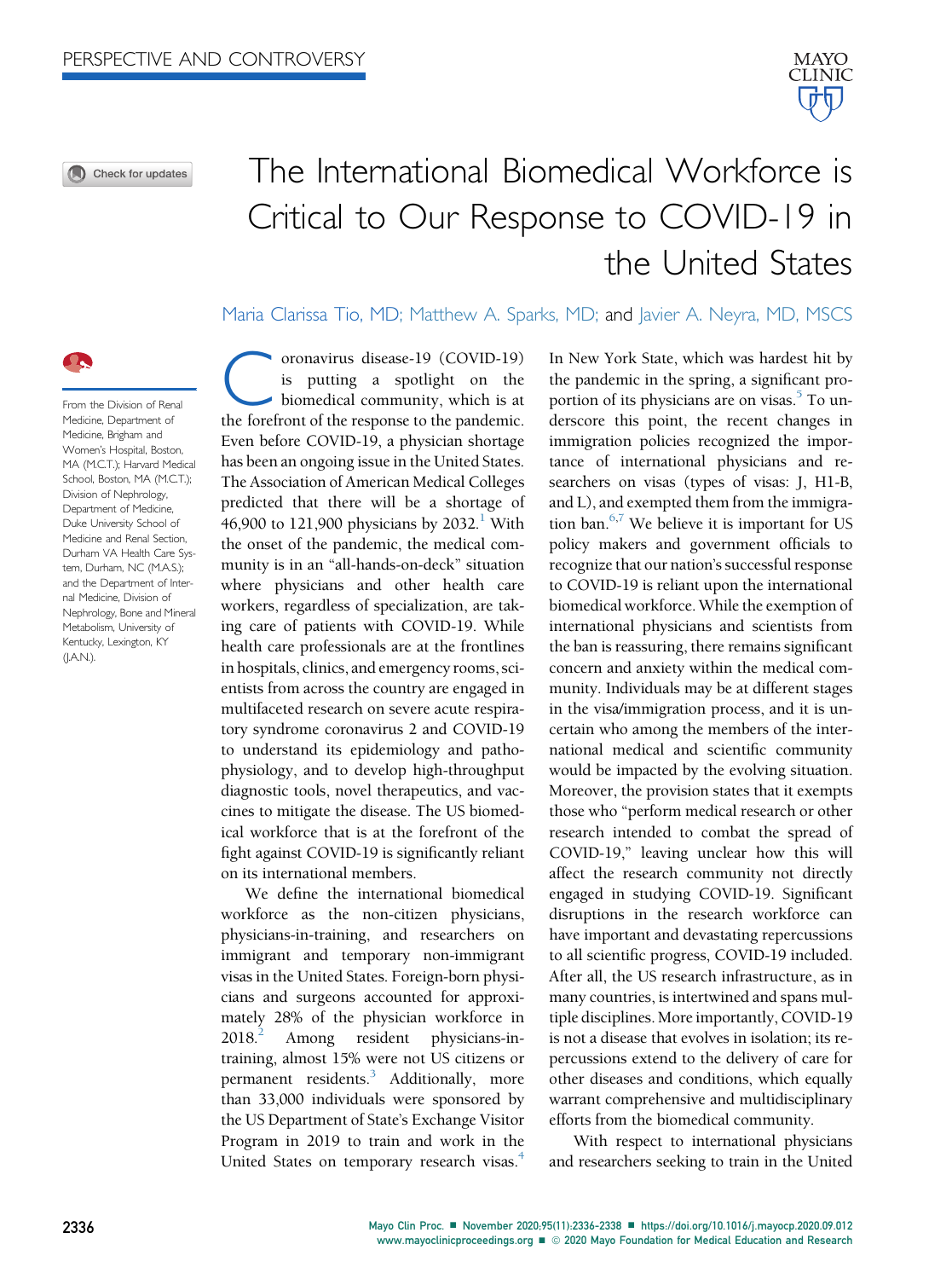PERSPECTIVE AND CONTROVERSY

# The International Biomedical Workforce is Critical to Our Response to COVID-19 in the United States

Maria Clarissa Tio, MD; Matthew A. Sparks, MD; and Javier A. Neyra, MD, MSCS

From the Division of Renal Medicine, Department of Medicine, Brigham and Women's Hospital, Boston, MA (M.C.T.); Harvard Medical School, Boston, MA (M.C.T.); Division of Nephrology, Department of Medicine, Duke University School of Medicine and Renal Section, Durham VA Health Care System, Durham, NC (M.A.S.); and the Department of Internal Medicine, Division of Nephrology, Bone and Mineral Metabolism, University of Kentucky, Lexington, KY (J.A.N.).

Coronavirus disease-19 (COVID-19) is putting a spotlight on the biomedical community, which is at the forefront of the response to the pandemic. Even before COVID-19, a physician shortage has been an ongoing issue in the United States. The Association of American Medical Colleges predicted that there will be a shortage of 46,900 to 121,900 physicians by 2032.[1] With the onset of the pandemic, the medical community is in an "all-hands-on-deck" situation where physicians and other health care workers, regardless of specialization, are taking care of patients with COVID-19. While health care professionals are at the frontlines in hospitals, clinics, and emergency rooms, scientists from across the country are engaged in multifaceted research on severe acute respiratory syndrome coronavirus 2 and COVID-19 to understand its epidemiology and pathophysiology, and to develop high-throughput diagnostic tools, novel therapeutics, and vaccines to mitigate the disease. The US biomedical workforce that is at the forefront of the fight against COVID-19 is significantly reliant on its international members.

We define the international biomedical workforce as the non-citizen physicians, physicians-in-training, and researchers on immigrant and temporary non-immigrant visas in the United States. Foreign-born physicians and surgeons accounted for approximately 28% of the physician workforce in 2018.[2] Among resident physicians-in-training, almost 15% were not US citizens or permanent residents.[3] Additionally, more than 33,000 individuals were sponsored by the US Department of State's Exchange Visitor Program in 2019 to train and work in the United States on temporary research visas.[4] In New York State, which was hardest hit by the pandemic in the spring, a significant proportion of its physicians are on visas.[5] To underscore this point, the recent changes in immigration policies recognized the importance of international physicians and researchers on visas (types of visas: J, H1-B, and L), and exempted them from the immigration ban.[6,7] We believe it is important for US policy makers and government officials to recognize that our nation's successful response to COVID-19 is reliant upon the international biomedical workforce. While the exemption of international physicians and scientists from the ban is reassuring, there remains significant concern and anxiety within the medical community. Individuals may be at different stages in the visa/immigration process, and it is uncertain who among the members of the international medical and scientific community would be impacted by the evolving situation. Moreover, the provision states that it exempts those who "perform medical research or other research intended to combat the spread of COVID-19," leaving unclear how this will affect the research community not directly engaged in studying COVID-19. Significant disruptions in the research workforce can have important and devastating repercussions to all scientific progress, COVID-19 included. After all, the US research infrastructure, as in many countries, is intertwined and spans multiple disciplines. More importantly, COVID-19 is not a disease that evolves in isolation; its repercussions extend to the delivery of care for other diseases and conditions, which equally warrant comprehensive and multidisciplinary efforts from the biomedical community.

With respect to international physicians and researchers seeking to train in the United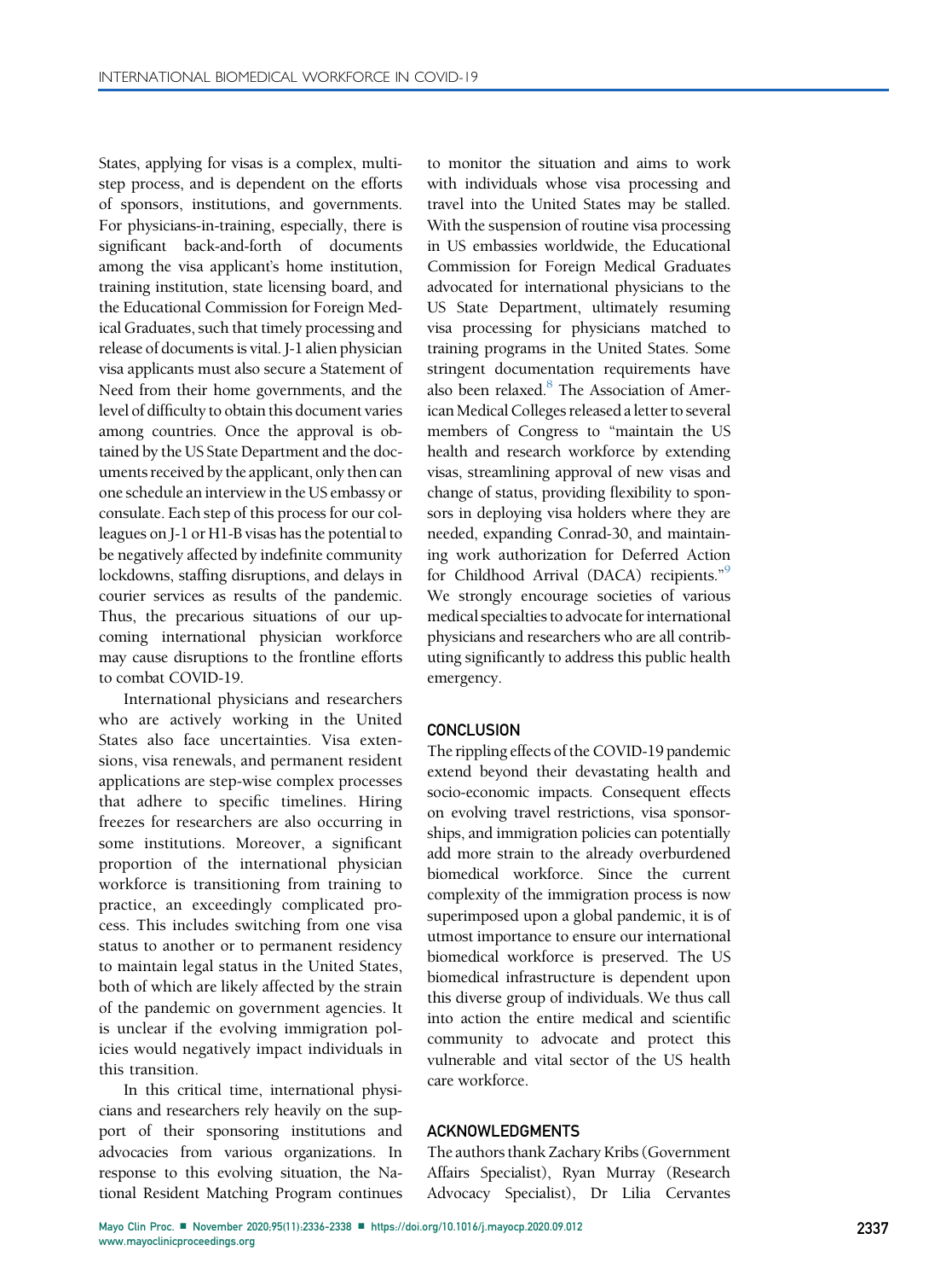States, applying for visas is a complex, multistep process, and is dependent on the efforts of sponsors, institutions, and governments. For physicians-in-training, especially, there is significant back-and-forth of documents among the visa applicant's home institution, training institution, state licensing board, and the Educational Commission for Foreign Medical Graduates, such that timely processing and release of documents is vital. J-1 alien physician visa applicants must also secure a Statement of Need from their home governments, and the level of difficulty to obtain this document varies among countries. Once the approval is obtained by the US State Department and the documents received by the applicant, only then can one schedule an interview in the US embassy or consulate. Each step of this process for our colleagues on J-1 or H1-B visas has the potential to be negatively affected by indefinite community lockdowns, staffing disruptions, and delays in courier services as results of the pandemic. Thus, the precarious situations of our upcoming international physician workforce may cause disruptions to the frontline efforts to combat COVID-19.

International physicians and researchers who are actively working in the United States also face uncertainties. Visa extensions, visa renewals, and permanent resident applications are step-wise complex processes that adhere to specific timelines. Hiring freezes for researchers are also occurring in some institutions. Moreover, a significant proportion of the international physician workforce is transitioning from training to practice, an exceedingly complicated process. This includes switching from one visa status to another or to permanent residency to maintain legal status in the United States, both of which are likely affected by the strain of the pandemic on government agencies. It is unclear if the evolving immigration policies would negatively impact individuals in this transition.

In this critical time, international physicians and researchers rely heavily on the support of their sponsoring institutions and advocacies from various organizations. In response to this evolving situation, the National Resident Matching Program continues to monitor the situation and aims to work with individuals whose visa processing and travel into the United States may be stalled. With the suspension of routine visa processing in US embassies worldwide, the Educational Commission for Foreign Medical Graduates advocated for international physicians to the US State Department, ultimately resuming visa processing for physicians matched to training programs in the United States. Some stringent documentation requirements have also been relaxed.[8] The Association of American Medical Colleges released a letter to several members of Congress to "maintain the US health and research workforce by extending visas, streamlining approval of new visas and change of status, providing flexibility to sponsors in deploying visa holders where they are needed, expanding Conrad-30, and maintaining work authorization for Deferred Action for Childhood Arrival (DACA) recipients."[9] We strongly encourage societies of various medical specialties to advocate for international physicians and researchers who are all contributing significantly to address this public health emergency.

## CONCLUSION

The rippling effects of the COVID-19 pandemic extend beyond their devastating health and socio-economic impacts. Consequent effects on evolving travel restrictions, visa sponsorships, and immigration policies can potentially add more strain to the already overburdened biomedical workforce. Since the current complexity of the immigration process is now superimposed upon a global pandemic, it is of utmost importance to ensure our international biomedical workforce is preserved. The US biomedical infrastructure is dependent upon this diverse group of individuals. We thus call into action the entire medical and scientific community to advocate and protect this vulnerable and vital sector of the US health care workforce.

## ACKNOWLEDGMENTS

The authors thank Zachary Kribs (Government Affairs Specialist), Ryan Murray (Research Advocacy Specialist), Dr Lilia Cervantes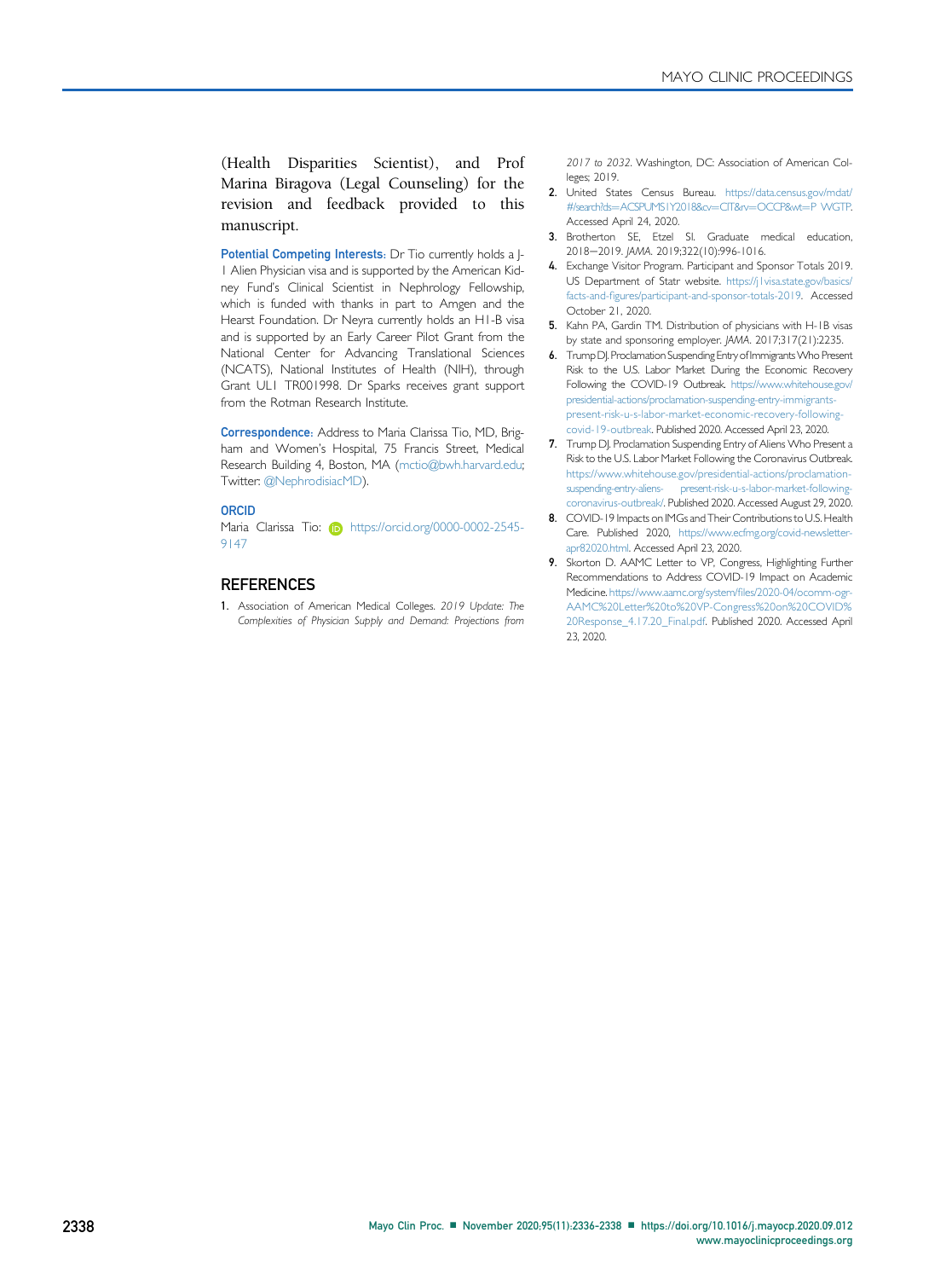(Health Disparities Scientist), and Prof Marina Biragova (Legal Counseling) for the revision and feedback provided to this manuscript.

**Potential Competing Interests:** Dr Tio currently holds a J-1 Alien Physician visa and is supported by the American Kidney Fund's Clinical Scientist in Nephrology Fellowship, which is funded with thanks in part to Amgen and the Hearst Foundation. Dr Neyra currently holds an H1-B visa and is supported by an Early Career Pilot Grant from the National Center for Advancing Translational Sciences (NCATS), National Institutes of Health (NIH), through Grant UL1 TR001998. Dr Sparks receives grant support from the Rotman Research Institute.

**Correspondence:** Address to Maria Clarissa Tio, MD, Brigham and Women's Hospital, 75 Francis Street, Medical Research Building 4, Boston, MA (mctio@bwh.harvard.edu; Twitter: @NephrodisiacMD).

**ORCID**

Maria Clarissa Tio: https://orcid.org/0000-0002-2545-9147

## REFERENCES

1. Association of American Medical Colleges. *2019 Update: The Complexities of Physician Supply and Demand: Projections from 2017 to 2032*. Washington, DC: Association of American Colleges; 2019.
2. United States Census Bureau. https://data.census.gov/mdat/#/search?ds=ACSPUMS1Y2018&cv=CIT&rv=OCCP&wt=P WGTP. Accessed April 24, 2020.
3. Brotherton SE, Etzel SI. Graduate medical education, 2018–2019. *JAMA*. 2019;322(10):996-1016.
4. Exchange Visitor Program. Participant and Sponsor Totals 2019. US Department of Statr website. https://j1visa.state.gov/basics/facts-and-figures/participant-and-sponsor-totals-2019. Accessed October 21, 2020.
5. Kahn PA, Gardin TM. Distribution of physicians with H-1B visas by state and sponsoring employer. *JAMA*. 2017;317(21):2235.
6. Trump DJ. Proclamation Suspending Entry of Immigrants Who Present Risk to the U.S. Labor Market During the Economic Recovery Following the COVID-19 Outbreak. https://www.whitehouse.gov/presidential-actions/proclamation-suspending-entry-immigrants-present-risk-u-s-labor-market-economic-recovery-following-covid-19-outbreak. Published 2020. Accessed April 23, 2020.
7. Trump DJ. Proclamation Suspending Entry of Aliens Who Present a Risk to the U.S. Labor Market Following the Coronavirus Outbreak. https://www.whitehouse.gov/presidential-actions/proclamation-suspending-entry-aliens- present-risk-u-s-labor-market-following-coronavirus-outbreak/. Published 2020. Accessed August 29, 2020.
8. COVID-19 Impacts on IMGs and Their Contributions to U.S. Health Care. Published 2020, https://www.ecfmg.org/covid-newsletter-apr82020.html. Accessed April 23, 2020.
9. Skorton D. AAMC Letter to VP, Congress, Highlighting Further Recommendations to Address COVID-19 Impact on Academic Medicine. https://www.aamc.org/system/files/2020-04/ocomm-ogr-AAMC%20Letter%20to%20VP-Congress%20on%20COVID%20Response_4.17.20_Final.pdf. Published 2020. Accessed April 23, 2020.